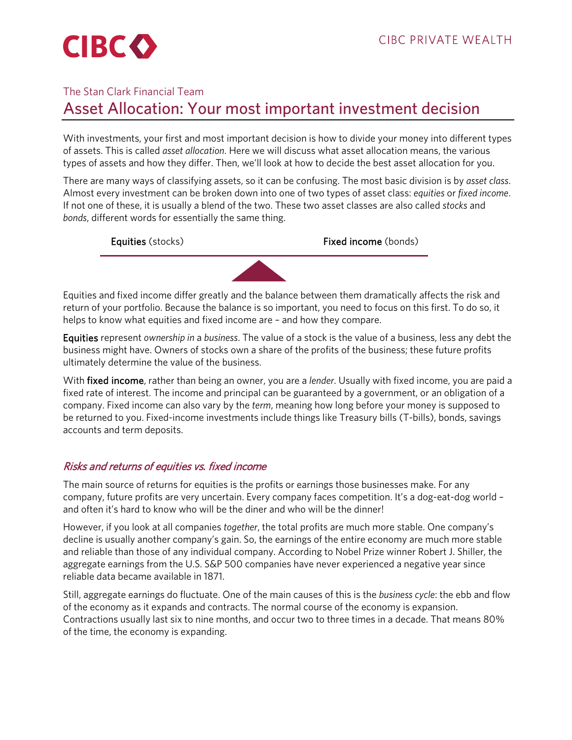CIBC

CIBC PRIVATE WEALTH

The Stan Clark Financial Team

# Asset Allocation: Your most important investment decision

With investments, your first and most important decision is how to divide your money into different types of assets. This is called *asset allocation*. Here we will discuss what asset allocation means, the various types of assets and how they differ. Then, we'll look at how to decide the best asset allocation for you.

There are many ways of classifying assets, so it can be confusing. The most basic division is by *asset class*. Almost every investment can be broken down into one of two types of asset class: *equities* or *fixed income*. If not one of these, it is usually a blend of the two. These two asset classes are also called *stocks* and *bonds*, different words for essentially the same thing.

**Equities** (stocks) **Fixed income** (bonds)

Equities and fixed income differ greatly and the balance between them dramatically affects the risk and return of your portfolio. Because the balance is so important, you need to focus on this first. To do so, it helps to know what equities and fixed income are – and how they compare.

**Equities** represent *ownership in* a *business*. The value of a stock is the value of a business, less any debt the business might have. Owners of stocks own a share of the profits of the business; these future profits ultimately determine the value of the business.

With **fixed income**, rather than being an owner, you are a *lender*. Usually with fixed income, you are paid a fixed rate of interest. The income and principal can be guaranteed by a government, or an obligation of a company. Fixed income can also vary by the *term*, meaning how long before your money is supposed to be returned to you. Fixed-income investments include things like Treasury bills (T-bills), bonds, savings accounts and term deposits.

## *Risks and returns of equities vs. fixed income*

The main source of returns for equities is the profits or earnings those businesses make. For any company, future profits are very uncertain. Every company faces competition. It's a dog-eat-dog world – and often it's hard to know who will be the diner and who will be the dinner!

However, if you look at all companies *together*, the total profits are much more stable. One company's decline is usually another company's gain. So, the earnings of the entire economy are much more stable and reliable than those of any individual company. According to Nobel Prize winner Robert J. Shiller, the aggregate earnings from the U.S. S&P 500 companies have never experienced a negative year since reliable data became available in 1871.

Still, aggregate earnings do fluctuate. One of the main causes of this is the *business cycle*: the ebb and flow of the economy as it expands and contracts. The normal course of the economy is expansion. Contractions usually last six to nine months, and occur two to three times in a decade. That means 80% of the time, the economy is expanding.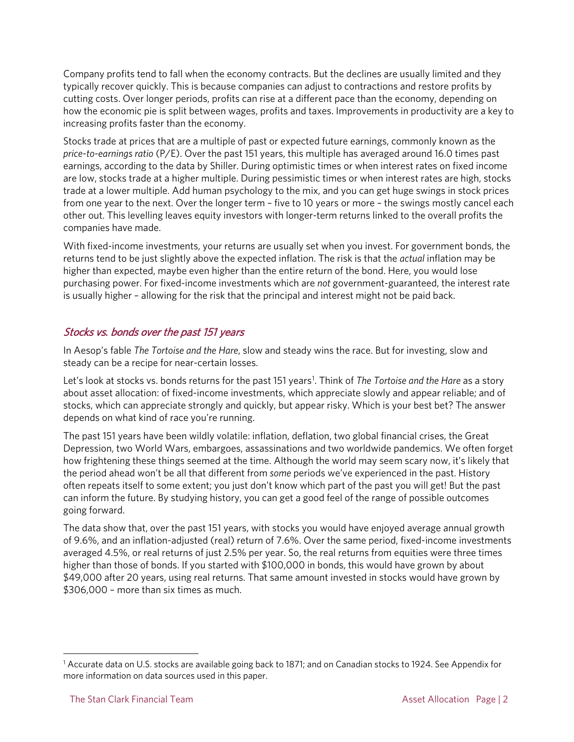Company profits tend to fall when the economy contracts. But the declines are usually limited and they typically recover quickly. This is because companies can adjust to contractions and restore profits by cutting costs. Over longer periods, profits can rise at a different pace than the economy, depending on how the economic pie is split between wages, profits and taxes. Improvements in productivity are a key to increasing profits faster than the economy.

Stocks trade at prices that are a multiple of past or expected future earnings, commonly known as the *price-to-earnings ratio* (P/E). Over the past 151 years, this multiple has averaged around 16.0 times past earnings, according to the data by Shiller. During optimistic times or when interest rates on fixed income are low, stocks trade at a higher multiple. During pessimistic times or when interest rates are high, stocks trade at a lower multiple. Add human psychology to the mix, and you can get huge swings in stock prices from one year to the next. Over the longer term – five to 10 years or more – the swings mostly cancel each other out. This levelling leaves equity investors with longer-term returns linked to the overall profits the companies have made.

With fixed-income investments, your returns are usually set when you invest. For government bonds, the returns tend to be just slightly above the expected inflation. The risk is that the *actual* inflation may be higher than expected, maybe even higher than the entire return of the bond. Here, you would lose purchasing power. For fixed-income investments which are *not* government-guaranteed, the interest rate is usually higher – allowing for the risk that the principal and interest might not be paid back.

## *Stocks vs. bonds over the past 151 years*

In Aesop's fable *The Tortoise and the Hare*, slow and steady wins the race. But for investing, slow and steady can be a recipe for near-certain losses.

Let's look at stocks vs. bonds returns for the past 151 years[1]. Think of *The Tortoise and the Hare* as a story about asset allocation: of fixed-income investments, which appreciate slowly and appear reliable; and of stocks, which can appreciate strongly and quickly, but appear risky. Which is your best bet? The answer depends on what kind of race you're running.

The past 151 years have been wildly volatile: inflation, deflation, two global financial crises, the Great Depression, two World Wars, embargoes, assassinations and two worldwide pandemics. We often forget how frightening these things seemed at the time. Although the world may seem scary now, it's likely that the period ahead won't be all that different from *some* periods we've experienced in the past. History often repeats itself to some extent; you just don't know which part of the past you will get! But the past can inform the future. By studying history, you can get a good feel of the range of possible outcomes going forward.

The data show that, over the past 151 years, with stocks you would have enjoyed average annual growth of 9.6%, and an inflation-adjusted (real) return of 7.6%. Over the same period, fixed-income investments averaged 4.5%, or real returns of just 2.5% per year. So, the real returns from equities were three times higher than those of bonds. If you started with $100,000 in bonds, this would have grown by about $49,000 after 20 years, using real returns. That same amount invested in stocks would have grown by $306,000 – more than six times as much.

---

[1] Accurate data on U.S. stocks are available going back to 1871; and on Canadian stocks to 1924. See Appendix for more information on data sources used in this paper.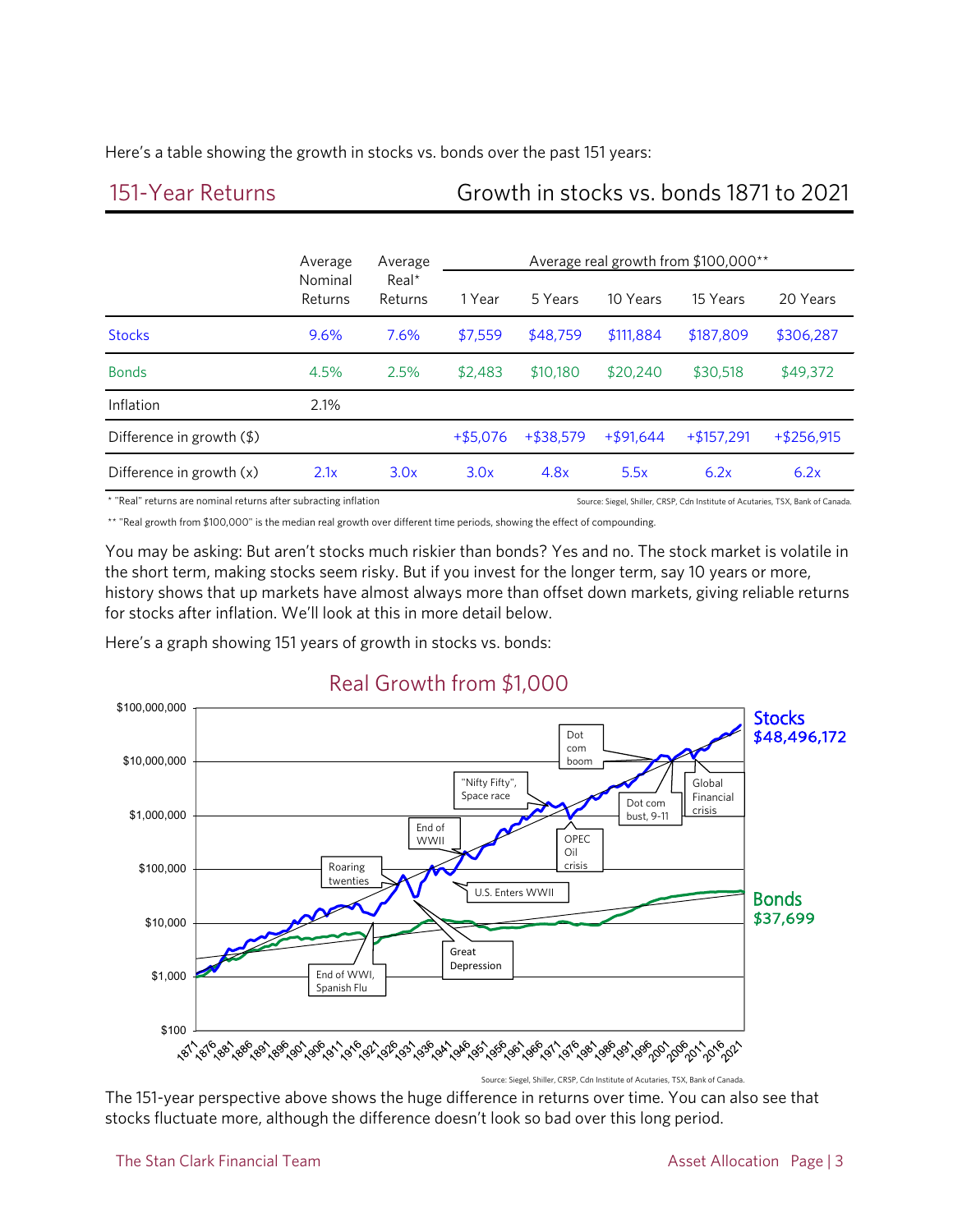Here's a table showing the growth in stocks vs. bonds over the past 151 years:

## 151-Year Returns — Growth in stocks vs. bonds 1871 to 2021

| | Average Nominal Returns | Average Real* Returns | Average real growth from $100,000** | | | | |
|---|---|---|---|---|---|---|---|
| | | | 1 Year | 5 Years | 10 Years | 15 Years | 20 Years |
| Stocks | 9.6% | 7.6% | $7,559 | $48,759 | $111,884 | $187,809 | $306,287 |
| Bonds | 4.5% | 2.5% | $2,483 | $10,180 | $20,240 | $30,518 | $49,372 |
| Inflation | 2.1% | | | | | | |
| Difference in growth ($) | | | +$5,076 | +$38,579 | +$91,644 | +$157,291 | +$256,915 |
| Difference in growth (x) | 2.1x | 3.0x | 3.0x | 4.8x | 5.5x | 6.2x | 6.2x |

\* "Real" returns are nominal returns after subracting inflation

Source: Siegel, Shiller, CRSP, Cdn Institute of Acutaries, TSX, Bank of Canada.

\*\* "Real growth from $100,000" is the median real growth over different time periods, showing the effect of compounding.

You may be asking: But aren't stocks much riskier than bonds? Yes and no. The stock market is volatile in the short term, making stocks seem risky. But if you invest for the longer term, say 10 years or more, history shows that up markets have almost always more than offset down markets, giving reliable returns for stocks after inflation. We'll look at this in more detail below.

Here's a graph showing 151 years of growth in stocks vs. bonds:

**Real Growth from $1,000**

Stocks $48,496,172

Bonds $37,699

Source: Siegel, Shiller, CRSP, Cdn Institute of Acutaries, TSX, Bank of Canada.

The 151-year perspective above shows the huge difference in returns over time. You can also see that stocks fluctuate more, although the difference doesn't look so bad over this long period.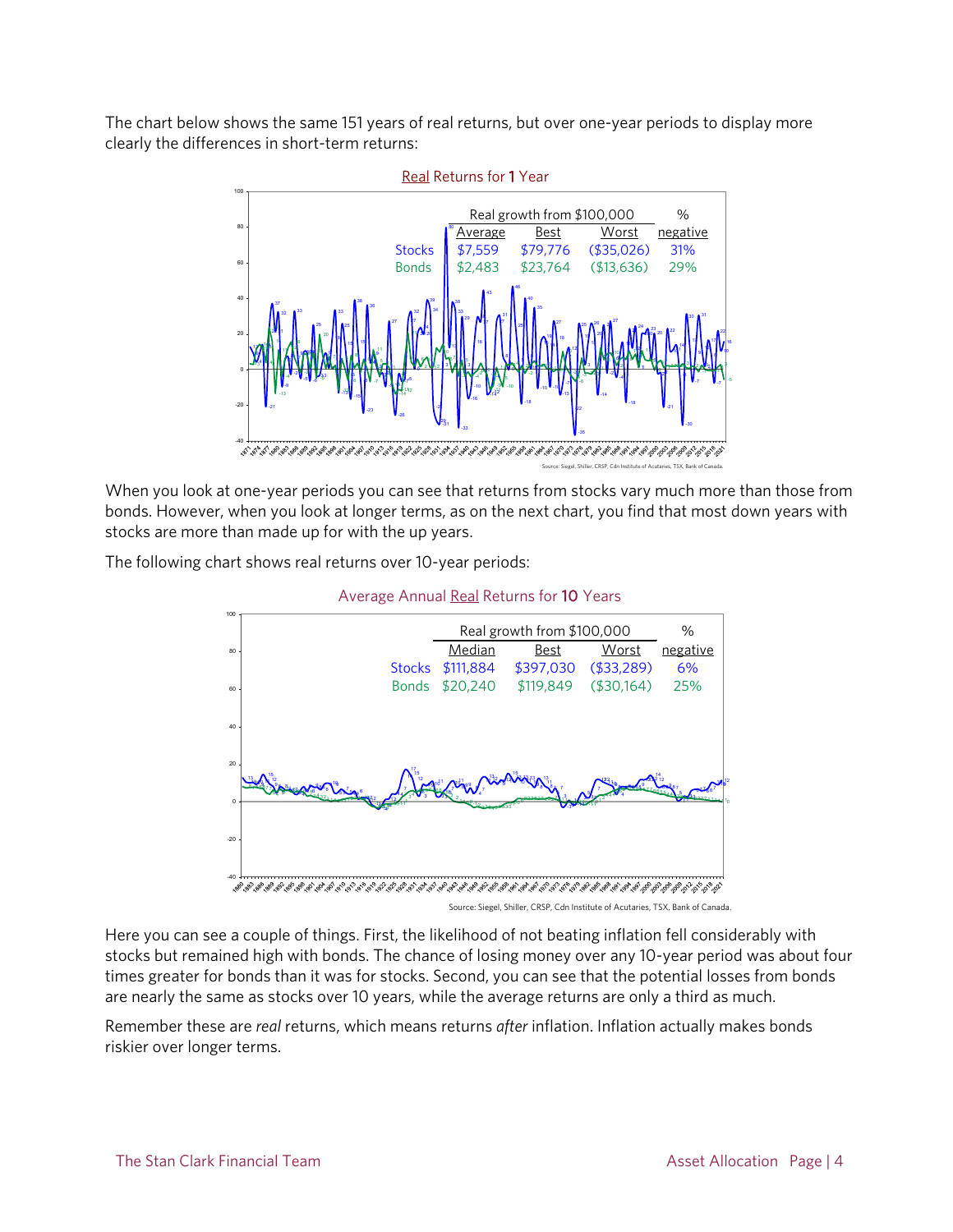The chart below shows the same 151 years of real returns, but over one-year periods to display more clearly the differences in short-term returns:

**Real Returns for 1 Year**

| | Real growth from $100,000 | | | % |
|---|---|---|---|---|
| | Average | Best | Worst | negative |
| Stocks | $7,559 | $79,776 | ($35,026) | 31% |
| Bonds | $2,483 | $23,764 | ($13,636) | 29% |

Source: Siegel, Shiller, CRSP, Cdn Institute of Acutaries, TSX, Bank of Canada.

When you look at one-year periods you can see that returns from stocks vary much more than those from bonds. However, when you look at longer terms, as on the next chart, you find that most down years with stocks are more than made up for with the up years.

The following chart shows real returns over 10-year periods:

**Average Annual Real Returns for 10 Years**

| | Real growth from $100,000 | | | % |
|---|---|---|---|---|
| | Median | Best | Worst | negative |
| Stocks | $111,884 | $397,030 | ($33,289) | 6% |
| Bonds | $20,240 | $119,849 | ($30,164) | 25% |

Source: Siegel, Shiller, CRSP, Cdn Institute of Acutaries, TSX, Bank of Canada.

Here you can see a couple of things. First, the likelihood of not beating inflation fell considerably with stocks but remained high with bonds. The chance of losing money over any 10-year period was about four times greater for bonds than it was for stocks. Second, you can see that the potential losses from bonds are nearly the same as stocks over 10 years, while the average returns are only a third as much.

Remember these are *real* returns, which means returns *after* inflation. Inflation actually makes bonds riskier over longer terms.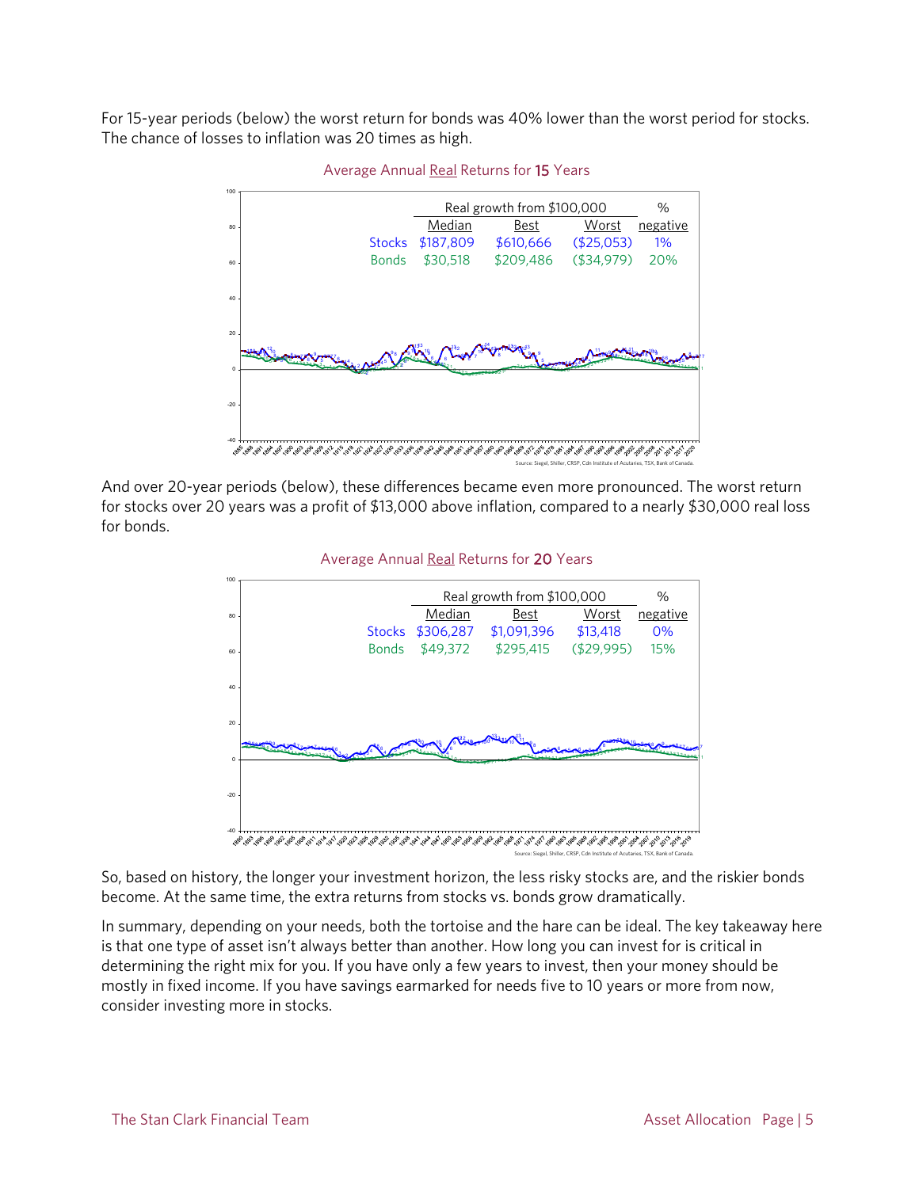For 15-year periods (below) the worst return for bonds was 40% lower than the worst period for stocks. The chance of losses to inflation was 20 times as high.

Average Annual Real Returns for 15 Years

| | Real growth from $100,000 | | | % |
|---|---|---|---|---|
| | Median | Best | Worst | negative |
| Stocks | $187,809 | $610,666 | ($25,053) | 1% |
| Bonds | $30,518 | $209,486 | ($34,979) | 20% |

Source: Siegel, Shiller, CRSP, Cdn Institute of Actuaries, TSX, Bank of Canada.

And over 20-year periods (below), these differences became even more pronounced. The worst return for stocks over 20 years was a profit of $13,000 above inflation, compared to a nearly $30,000 real loss for bonds.

Average Annual Real Returns for 20 Years

| | Real growth from $100,000 | | | % |
|---|---|---|---|---|
| | Median | Best | Worst | negative |
| Stocks | $306,287 | $1,091,396 | $13,418 | 0% |
| Bonds | $49,372 | $295,415 | ($29,995) | 15% |

Source: Siegel, Shiller, CRSP, Cdn Institute of Actuaries, TSX, Bank of Canada.

So, based on history, the longer your investment horizon, the less risky stocks are, and the riskier bonds become. At the same time, the extra returns from stocks vs. bonds grow dramatically.

In summary, depending on your needs, both the tortoise and the hare can be ideal. The key takeaway here is that one type of asset isn't always better than another. How long you can invest for is critical in determining the right mix for you. If you have only a few years to invest, then your money should be mostly in fixed income. If you have savings earmarked for needs five to 10 years or more from now, consider investing more in stocks.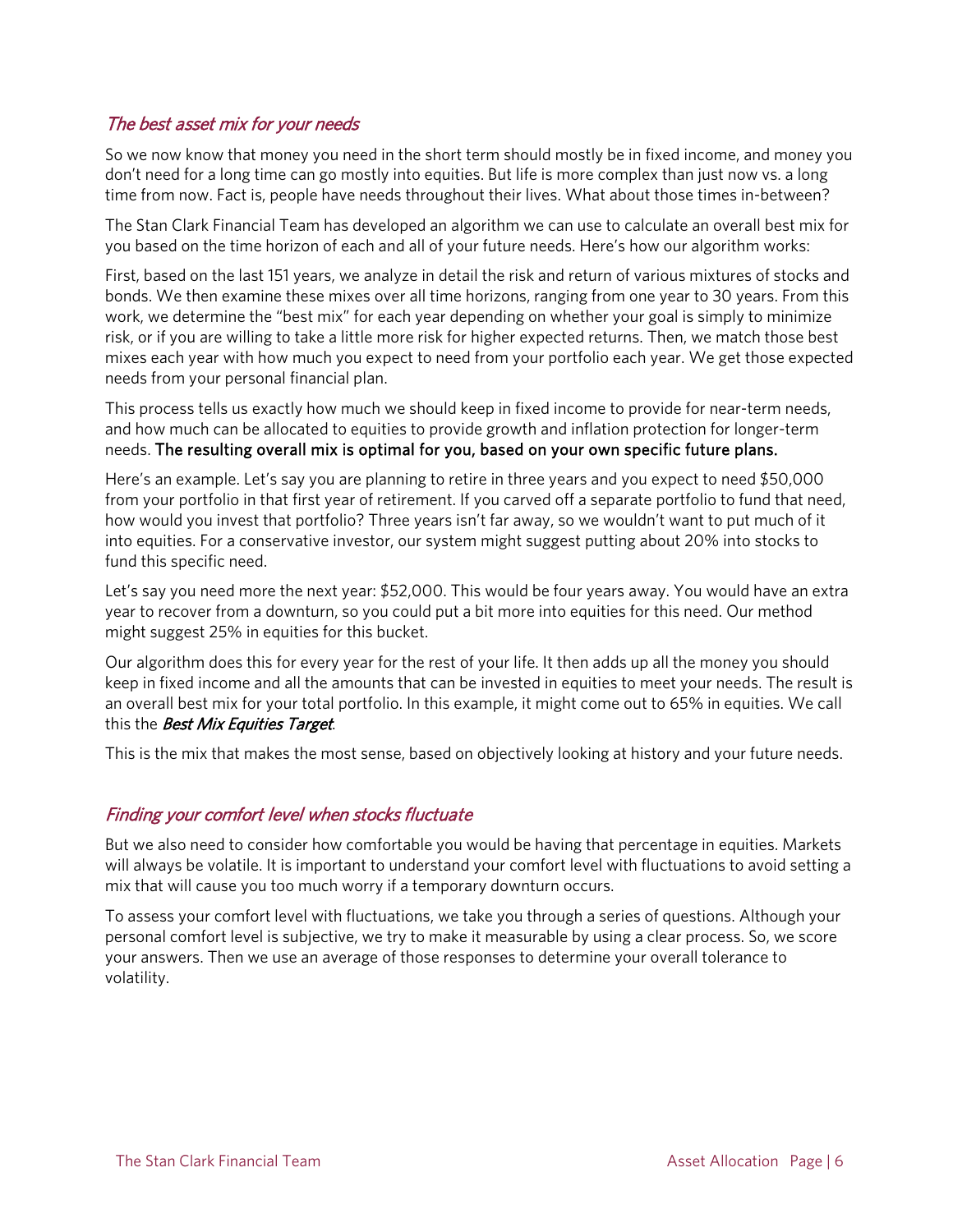## *The best asset mix for your needs*

So we now know that money you need in the short term should mostly be in fixed income, and money you don't need for a long time can go mostly into equities. But life is more complex than just now vs. a long time from now. Fact is, people have needs throughout their lives. What about those times in-between?

The Stan Clark Financial Team has developed an algorithm we can use to calculate an overall best mix for you based on the time horizon of each and all of your future needs. Here's how our algorithm works:

First, based on the last 151 years, we analyze in detail the risk and return of various mixtures of stocks and bonds. We then examine these mixes over all time horizons, ranging from one year to 30 years. From this work, we determine the "best mix" for each year depending on whether your goal is simply to minimize risk, or if you are willing to take a little more risk for higher expected returns. Then, we match those best mixes each year with how much you expect to need from your portfolio each year. We get those expected needs from your personal financial plan.

This process tells us exactly how much we should keep in fixed income to provide for near-term needs, and how much can be allocated to equities to provide growth and inflation protection for longer-term needs. **The resulting overall mix is optimal for you, based on your own specific future plans.**

Here's an example. Let's say you are planning to retire in three years and you expect to need $50,000 from your portfolio in that first year of retirement. If you carved off a separate portfolio to fund that need, how would you invest that portfolio? Three years isn't far away, so we wouldn't want to put much of it into equities. For a conservative investor, our system might suggest putting about 20% into stocks to fund this specific need.

Let's say you need more the next year: $52,000. This would be four years away. You would have an extra year to recover from a downturn, so you could put a bit more into equities for this need. Our method might suggest 25% in equities for this bucket.

Our algorithm does this for every year for the rest of your life. It then adds up all the money you should keep in fixed income and all the amounts that can be invested in equities to meet your needs. The result is an overall best mix for your total portfolio. In this example, it might come out to 65% in equities. We call this the ***Best Mix Equities Target***.

This is the mix that makes the most sense, based on objectively looking at history and your future needs.

## *Finding your comfort level when stocks fluctuate*

But we also need to consider how comfortable you would be having that percentage in equities. Markets will always be volatile. It is important to understand your comfort level with fluctuations to avoid setting a mix that will cause you too much worry if a temporary downturn occurs.

To assess your comfort level with fluctuations, we take you through a series of questions. Although your personal comfort level is subjective, we try to make it measurable by using a clear process. So, we score your answers. Then we use an average of those responses to determine your overall tolerance to volatility.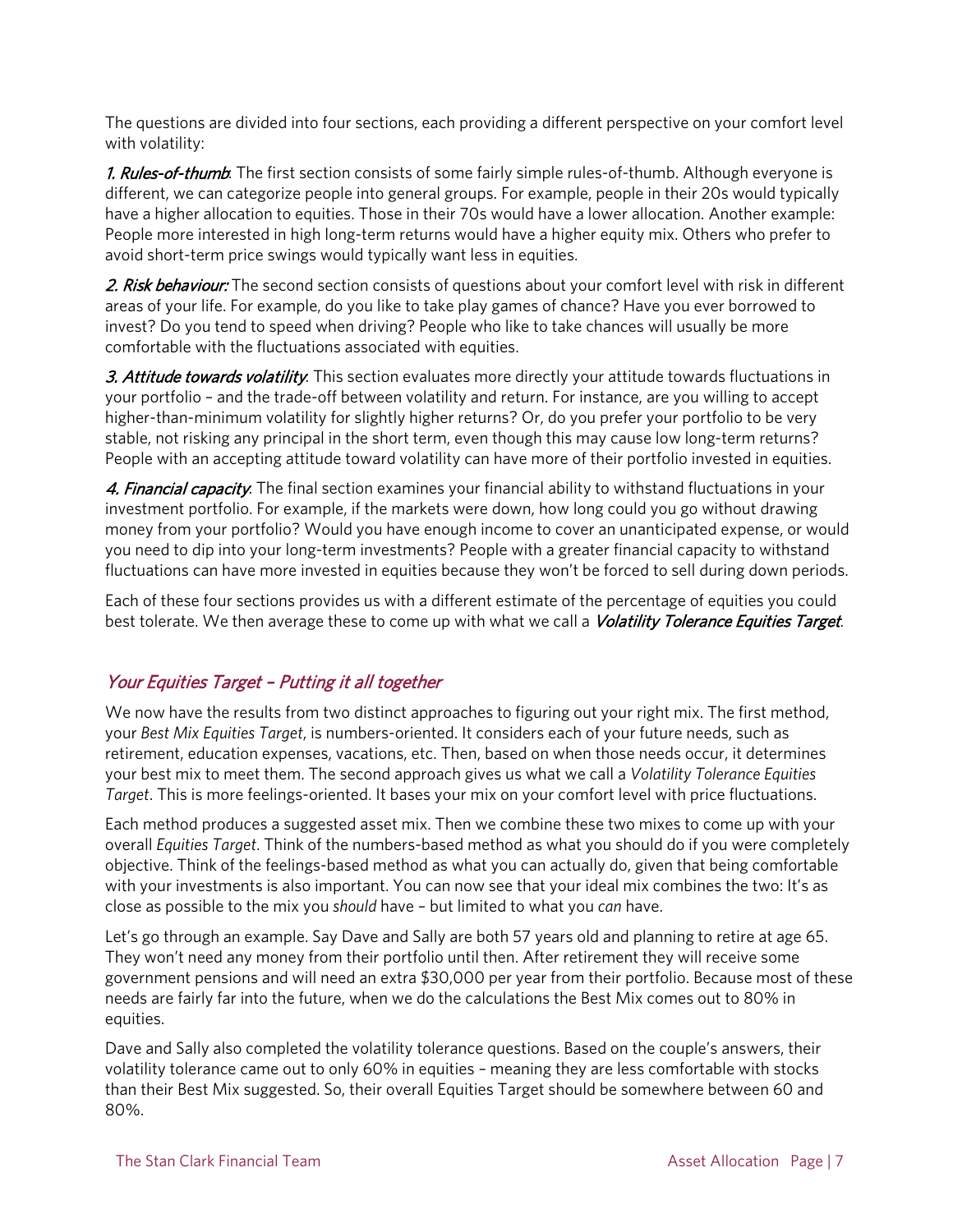The questions are divided into four sections, each providing a different perspective on your comfort level with volatility:

***1. Rules-of-thumb***: The first section consists of some fairly simple rules-of-thumb. Although everyone is different, we can categorize people into general groups. For example, people in their 20s would typically have a higher allocation to equities. Those in their 70s would have a lower allocation. Another example: People more interested in high long-term returns would have a higher equity mix. Others who prefer to avoid short-term price swings would typically want less in equities.

***2. Risk behaviour:*** The second section consists of questions about your comfort level with risk in different areas of your life. For example, do you like to take play games of chance? Have you ever borrowed to invest? Do you tend to speed when driving? People who like to take chances will usually be more comfortable with the fluctuations associated with equities.

***3. Attitude towards volatility***: This section evaluates more directly your attitude towards fluctuations in your portfolio – and the trade-off between volatility and return. For instance, are you willing to accept higher-than-minimum volatility for slightly higher returns? Or, do you prefer your portfolio to be very stable, not risking any principal in the short term, even though this may cause low long-term returns? People with an accepting attitude toward volatility can have more of their portfolio invested in equities.

***4. Financial capacity***: The final section examines your financial ability to withstand fluctuations in your investment portfolio. For example, if the markets were down, how long could you go without drawing money from your portfolio? Would you have enough income to cover an unanticipated expense, or would you need to dip into your long-term investments? People with a greater financial capacity to withstand fluctuations can have more invested in equities because they won't be forced to sell during down periods.

Each of these four sections provides us with a different estimate of the percentage of equities you could best tolerate. We then average these to come up with what we call a ***Volatility Tolerance Equities Target***.

## *Your Equities Target – Putting it all together*

We now have the results from two distinct approaches to figuring out your right mix. The first method, your *Best Mix Equities Target*, is numbers-oriented. It considers each of your future needs, such as retirement, education expenses, vacations, etc. Then, based on when those needs occur, it determines your best mix to meet them. The second approach gives us what we call a *Volatility Tolerance Equities Target*. This is more feelings-oriented. It bases your mix on your comfort level with price fluctuations.

Each method produces a suggested asset mix. Then we combine these two mixes to come up with your overall *Equities Target*. Think of the numbers-based method as what you should do if you were completely objective. Think of the feelings-based method as what you can actually do, given that being comfortable with your investments is also important. You can now see that your ideal mix combines the two: It's as close as possible to the mix you *should* have – but limited to what you *can* have.

Let's go through an example. Say Dave and Sally are both 57 years old and planning to retire at age 65. They won't need any money from their portfolio until then. After retirement they will receive some government pensions and will need an extra $30,000 per year from their portfolio. Because most of these needs are fairly far into the future, when we do the calculations the Best Mix comes out to 80% in equities.

Dave and Sally also completed the volatility tolerance questions. Based on the couple's answers, their volatility tolerance came out to only 60% in equities – meaning they are less comfortable with stocks than their Best Mix suggested. So, their overall Equities Target should be somewhere between 60 and 80%.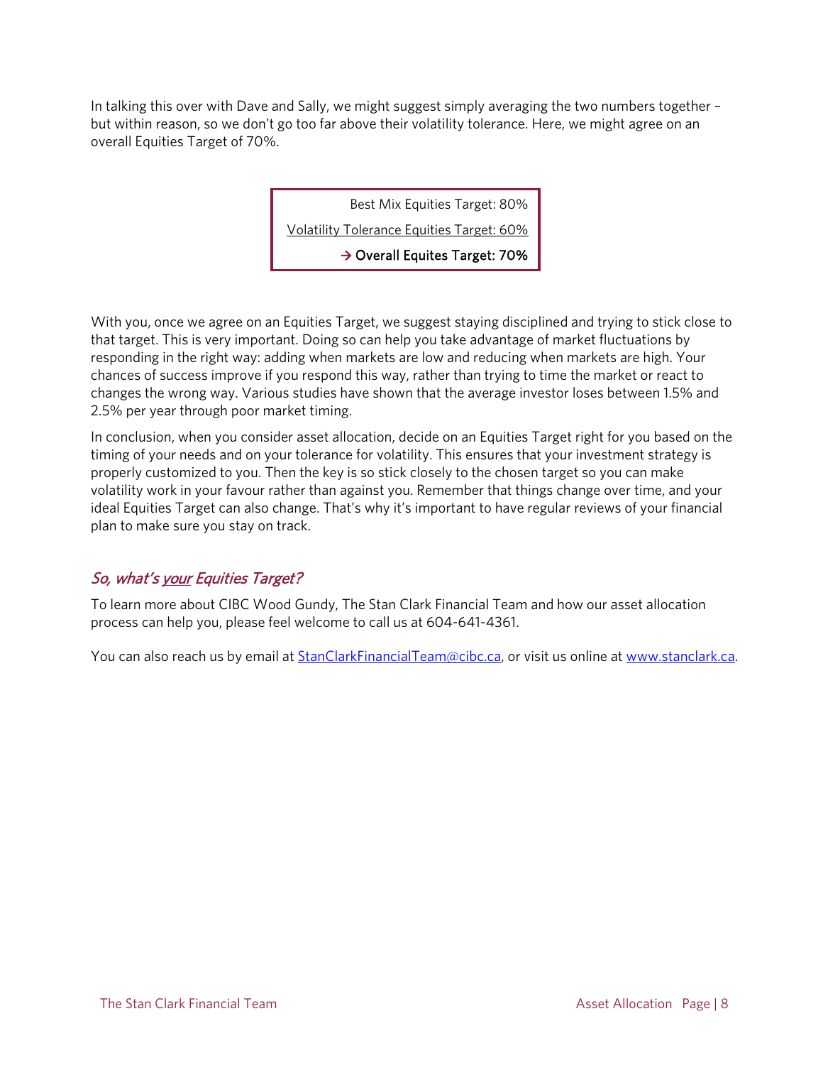In talking this over with Dave and Sally, we might suggest simply averaging the two numbers together – but within reason, so we don't go too far above their volatility tolerance. Here, we might agree on an overall Equities Target of 70%.

> Best Mix Equities Target: 80%
>
> Volatility Tolerance Equities Target: 60%
>
> → **Overall Equites Target: 70%**

With you, once we agree on an Equities Target, we suggest staying disciplined and trying to stick close to that target. This is very important. Doing so can help you take advantage of market fluctuations by responding in the right way: adding when markets are low and reducing when markets are high. Your chances of success improve if you respond this way, rather than trying to time the market or react to changes the wrong way. Various studies have shown that the average investor loses between 1.5% and 2.5% per year through poor market timing.

In conclusion, when you consider asset allocation, decide on an Equities Target right for you based on the timing of your needs and on your tolerance for volatility. This ensures that your investment strategy is properly customized to you. Then the key is so stick closely to the chosen target so you can make volatility work in your favour rather than against you. Remember that things change over time, and your ideal Equities Target can also change. That's why it's important to have regular reviews of your financial plan to make sure you stay on track.

## *So, what's your Equities Target?*

To learn more about CIBC Wood Gundy, The Stan Clark Financial Team and how our asset allocation process can help you, please feel welcome to call us at 604-641-4361.

You can also reach us by email at StanClarkFinancialTeam@cibc.ca, or visit us online at www.stanclark.ca.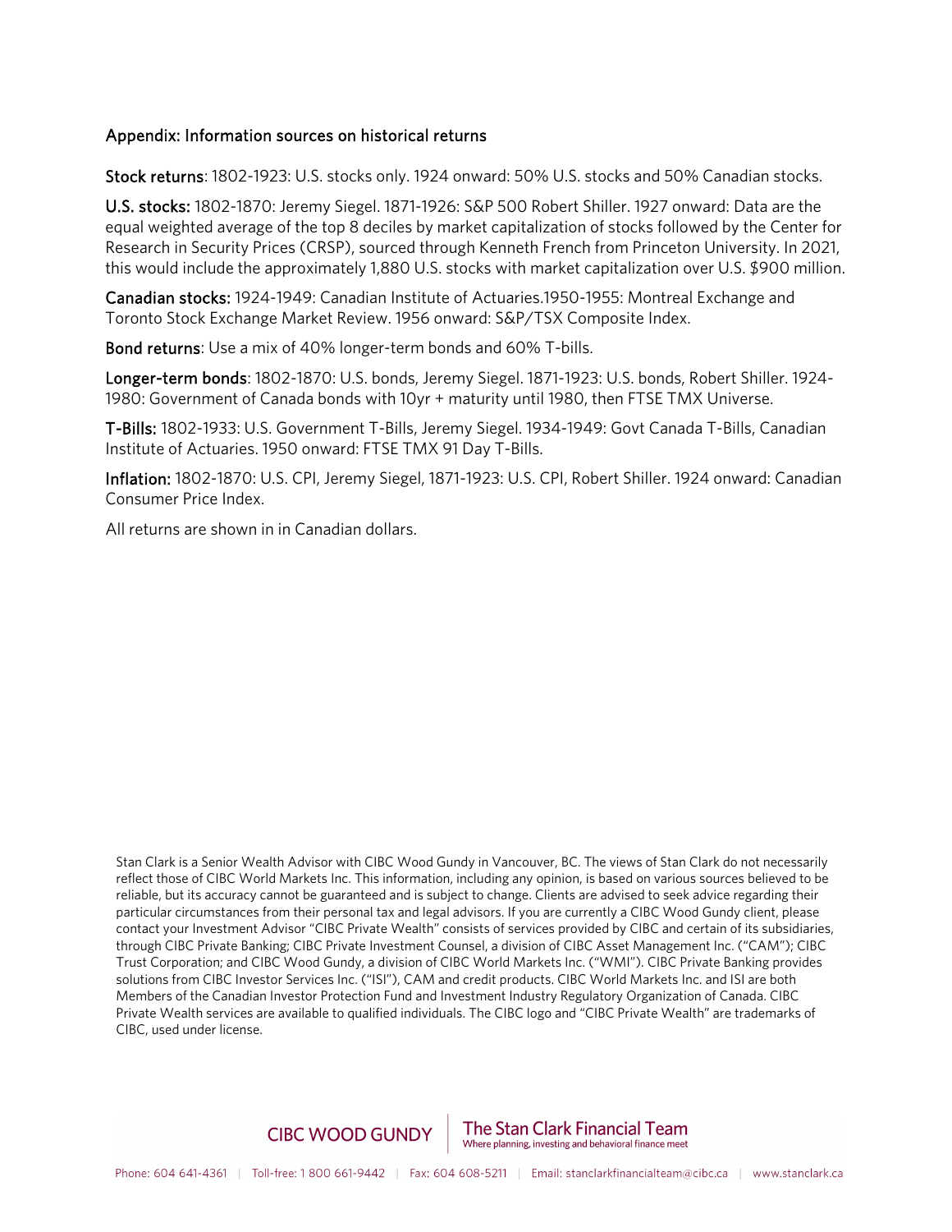## Appendix: Information sources on historical returns

**Stock returns**: 1802-1923: U.S. stocks only. 1924 onward: 50% U.S. stocks and 50% Canadian stocks.

**U.S. stocks:** 1802-1870: Jeremy Siegel. 1871-1926: S&P 500 Robert Shiller. 1927 onward: Data are the equal weighted average of the top 8 deciles by market capitalization of stocks followed by the Center for Research in Security Prices (CRSP), sourced through Kenneth French from Princeton University. In 2021, this would include the approximately 1,880 U.S. stocks with market capitalization over U.S. $900 million.

**Canadian stocks:** 1924-1949: Canadian Institute of Actuaries.1950-1955: Montreal Exchange and Toronto Stock Exchange Market Review. 1956 onward: S&P/TSX Composite Index.

**Bond returns**: Use a mix of 40% longer-term bonds and 60% T-bills.

**Longer-term bonds**: 1802-1870: U.S. bonds, Jeremy Siegel. 1871-1923: U.S. bonds, Robert Shiller. 1924-1980: Government of Canada bonds with 10yr + maturity until 1980, then FTSE TMX Universe.

**T-Bills:** 1802-1933: U.S. Government T-Bills, Jeremy Siegel. 1934-1949: Govt Canada T-Bills, Canadian Institute of Actuaries. 1950 onward: FTSE TMX 91 Day T-Bills.

**Inflation:** 1802-1870: U.S. CPI, Jeremy Siegel, 1871-1923: U.S. CPI, Robert Shiller. 1924 onward: Canadian Consumer Price Index.

All returns are shown in in Canadian dollars.

Stan Clark is a Senior Wealth Advisor with CIBC Wood Gundy in Vancouver, BC. The views of Stan Clark do not necessarily reflect those of CIBC World Markets Inc. This information, including any opinion, is based on various sources believed to be reliable, but its accuracy cannot be guaranteed and is subject to change. Clients are advised to seek advice regarding their particular circumstances from their personal tax and legal advisors. If you are currently a CIBC Wood Gundy client, please contact your Investment Advisor "CIBC Private Wealth" consists of services provided by CIBC and certain of its subsidiaries, through CIBC Private Banking; CIBC Private Investment Counsel, a division of CIBC Asset Management Inc. ("CAM"); CIBC Trust Corporation; and CIBC Wood Gundy, a division of CIBC World Markets Inc. ("WMI"). CIBC Private Banking provides solutions from CIBC Investor Services Inc. ("ISI"), CAM and credit products. CIBC World Markets Inc. and ISI are both Members of the Canadian Investor Protection Fund and Investment Industry Regulatory Organization of Canada. CIBC Private Wealth services are available to qualified individuals. The CIBC logo and "CIBC Private Wealth" are trademarks of CIBC, used under license.

CIBC WOOD GUNDY | The Stan Clark Financial Team
Where planning, investing and behavioral finance meet

Phone: 604 641-4361 | Toll-free: 1 800 661-9442 | Fax: 604 608-5211 | Email: stanclarkfinancialteam@cibc.ca | www.stanclark.ca